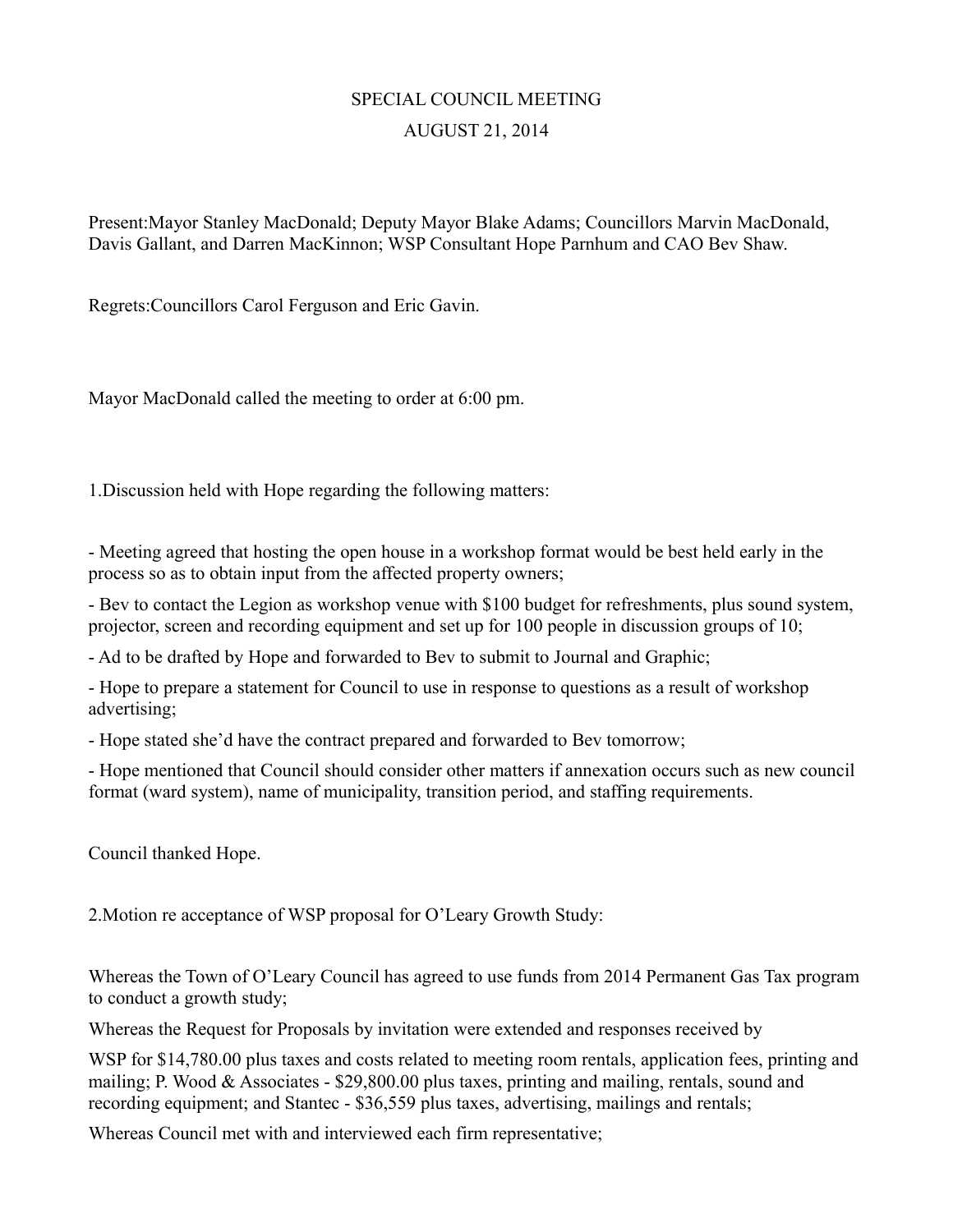# SPECIAL COUNCIL MEETING

## AUGUST 21, 2014

Present:Mayor Stanley MacDonald; Deputy Mayor Blake Adams; Councillors Marvin MacDonald, Davis Gallant, and Darren MacKinnon; WSP Consultant Hope Parnhum and CAO Bev Shaw.

Regrets:Councillors Carol Ferguson and Eric Gavin.

Mayor MacDonald called the meeting to order at 6:00 pm.

1.Discussion held with Hope regarding the following matters:

- Meeting agreed that hosting the open house in a workshop format would be best held early in the process so as to obtain input from the affected property owners;
- Bev to contact the Legion as workshop venue with $100 budget for refreshments, plus sound system, projector, screen and recording equipment and set up for 100 people in discussion groups of 10;
- Ad to be drafted by Hope and forwarded to Bev to submit to Journal and Graphic;
- Hope to prepare a statement for Council to use in response to questions as a result of workshop advertising;
- Hope stated she'd have the contract prepared and forwarded to Bev tomorrow;
- Hope mentioned that Council should consider other matters if annexation occurs such as new council format (ward system), name of municipality, transition period, and staffing requirements.

Council thanked Hope.

2.Motion re acceptance of WSP proposal for O'Leary Growth Study:

Whereas the Town of O'Leary Council has agreed to use funds from 2014 Permanent Gas Tax program to conduct a growth study;

Whereas the Request for Proposals by invitation were extended and responses received by

WSP for $14,780.00 plus taxes and costs related to meeting room rentals, application fees, printing and mailing; P. Wood & Associates - $29,800.00 plus taxes, printing and mailing, rentals, sound and recording equipment; and Stantec - $36,559 plus taxes, advertising, mailings and rentals;

Whereas Council met with and interviewed each firm representative;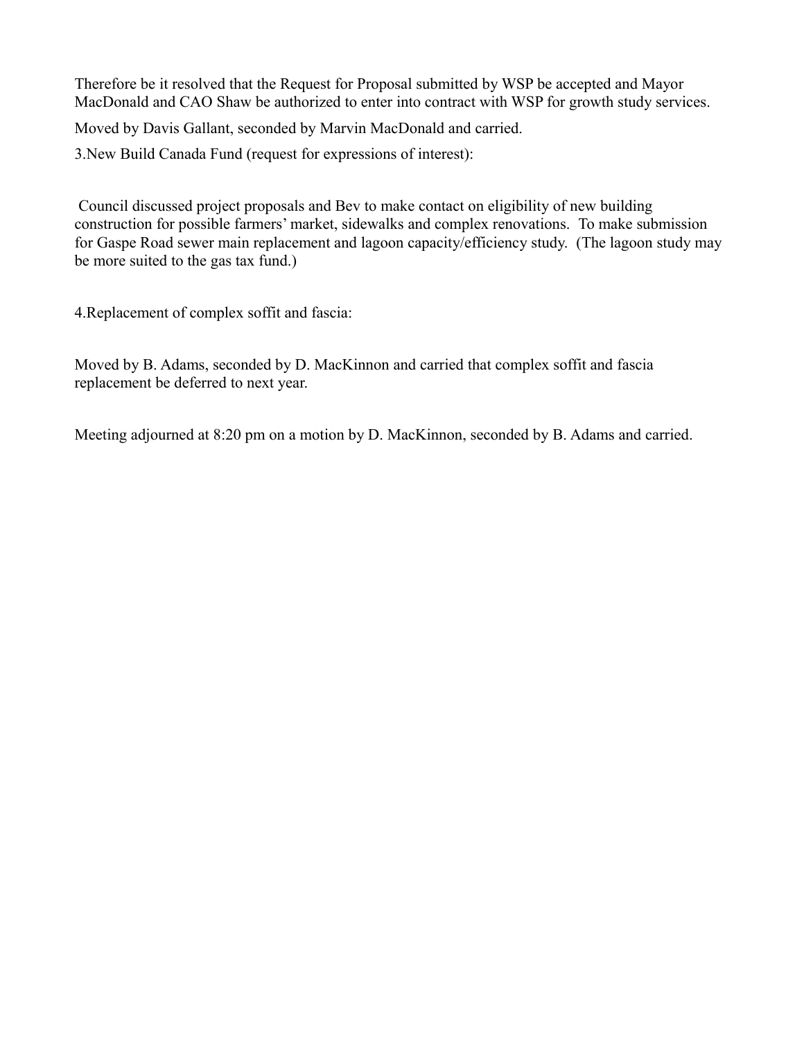Therefore be it resolved that the Request for Proposal submitted by WSP be accepted and Mayor MacDonald and CAO Shaw be authorized to enter into contract with WSP for growth study services.

Moved by Davis Gallant, seconded by Marvin MacDonald and carried.

3.New Build Canada Fund (request for expressions of interest):

Council discussed project proposals and Bev to make contact on eligibility of new building construction for possible farmers' market, sidewalks and complex renovations. To make submission for Gaspe Road sewer main replacement and lagoon capacity/efficiency study. (The lagoon study may be more suited to the gas tax fund.)

4.Replacement of complex soffit and fascia:

Moved by B. Adams, seconded by D. MacKinnon and carried that complex soffit and fascia replacement be deferred to next year.

Meeting adjourned at 8:20 pm on a motion by D. MacKinnon, seconded by B. Adams and carried.